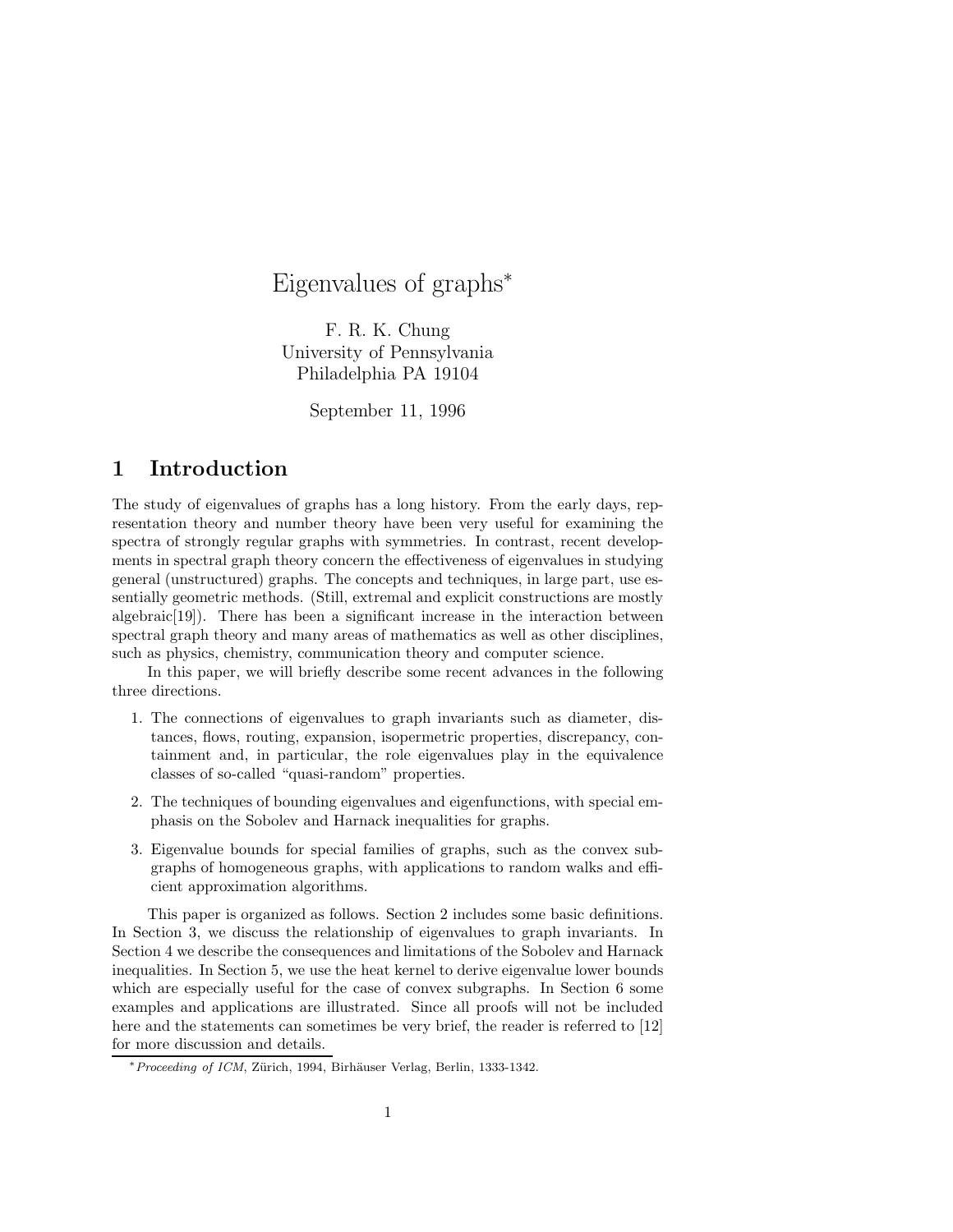# Eigenvalues of graphs*

F. R. K. Chung
University of Pennsylvania
Philadelphia PA 19104

September 11, 1996

## 1 Introduction

The study of eigenvalues of graphs has a long history. From the early days, representation theory and number theory have been very useful for examining the spectra of strongly regular graphs with symmetries. In contrast, recent developments in spectral graph theory concern the effectiveness of eigenvalues in studying general (unstructured) graphs. The concepts and techniques, in large part, use essentially geometric methods. (Still, extremal and explicit constructions are mostly algebraic[19]). There has been a significant increase in the interaction between spectral graph theory and many areas of mathematics as well as other disciplines, such as physics, chemistry, communication theory and computer science.

In this paper, we will briefly describe some recent advances in the following three directions.

1. The connections of eigenvalues to graph invariants such as diameter, distances, flows, routing, expansion, isopermetric properties, discrepancy, containment and, in particular, the role eigenvalues play in the equivalence classes of so-called "quasi-random" properties.
2. The techniques of bounding eigenvalues and eigenfunctions, with special emphasis on the Sobolev and Harnack inequalities for graphs.
3. Eigenvalue bounds for special families of graphs, such as the convex subgraphs of homogeneous graphs, with applications to random walks and efficient approximation algorithms.

This paper is organized as follows. Section 2 includes some basic definitions. In Section 3, we discuss the relationship of eigenvalues to graph invariants. In Section 4 we describe the consequences and limitations of the Sobolev and Harnack inequalities. In Section 5, we use the heat kernel to derive eigenvalue lower bounds which are especially useful for the case of convex subgraphs. In Section 6 some examples and applications are illustrated. Since all proofs will not be included here and the statements can sometimes be very brief, the reader is referred to [12] for more discussion and details.

---

* *Proceeding of ICM*, Zürich, 1994, Birhäuser Verlag, Berlin, 1333-1342.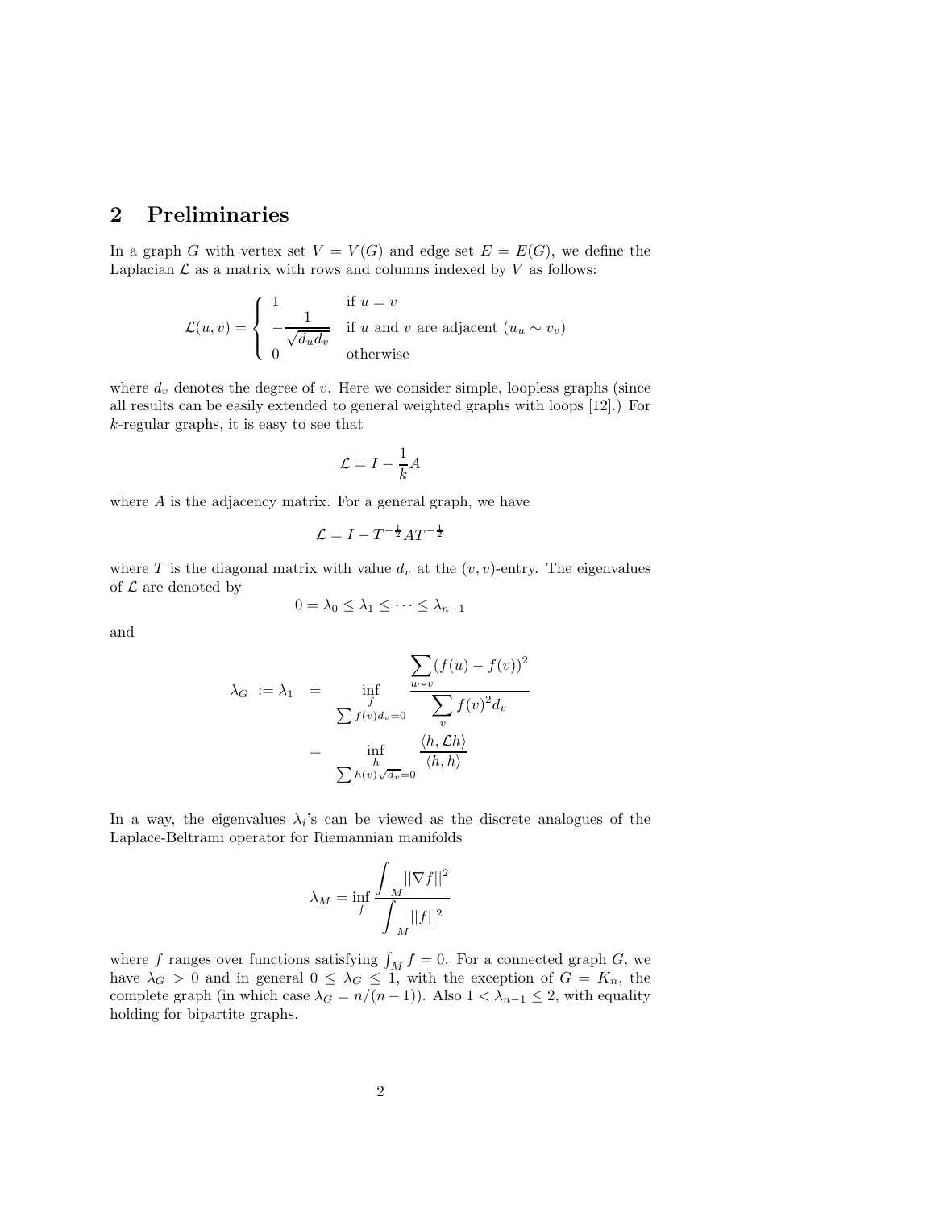## 2 Preliminaries

In a graph $G$ with vertex set $V = V(G)$ and edge set $E = E(G)$, we define the Laplacian $\mathcal{L}$ as a matrix with rows and columns indexed by $V$ as follows:

$$\mathcal{L}(u,v) = \begin{cases} 1 & \text{if } u = v \\ -\dfrac{1}{\sqrt{d_u d_v}} & \text{if } u \text{ and } v \text{ are adjacent } (u_u \sim v_v) \\ 0 & \text{otherwise} \end{cases}$$

where $d_v$ denotes the degree of $v$. Here we consider simple, loopless graphs (since all results can be easily extended to general weighted graphs with loops [12].) For $k$-regular graphs, it is easy to see that

$$\mathcal{L} = I - \frac{1}{k}A$$

where $A$ is the adjacency matrix. For a general graph, we have

$$\mathcal{L} = I - T^{-\frac{1}{2}} A T^{-\frac{1}{2}}$$

where $T$ is the diagonal matrix with value $d_v$ at the $(v,v)$-entry. The eigenvalues of $\mathcal{L}$ are denoted by

$$0 = \lambda_0 \leq \lambda_1 \leq \cdots \leq \lambda_{n-1}$$

and

$$\begin{aligned} \lambda_G := \lambda_1 &= \inf_{\substack{f \\ \sum f(v) d_v = 0}} \frac{\displaystyle\sum_{u \sim v} (f(u) - f(v))^2}{\displaystyle\sum_v f(v)^2 d_v} \\ &= \inf_{\substack{h \\ \sum h(v)\sqrt{d_v} = 0}} \frac{\langle h, \mathcal{L}h \rangle}{\langle h, h \rangle} \end{aligned}$$

In a way, the eigenvalues $\lambda_i$'s can be viewed as the discrete analogues of the Laplace-Beltrami operator for Riemannian manifolds

$$\lambda_M = \inf_f \frac{\displaystyle\int_M ||\nabla f||^2}{\displaystyle\int_M ||f||^2}$$

where $f$ ranges over functions satisfying $\int_M f = 0$. For a connected graph $G$, we have $\lambda_G > 0$ and in general $0 \leq \lambda_G \leq 1$, with the exception of $G = K_n$, the complete graph (in which case $\lambda_G = n/(n-1)$). Also $1 < \lambda_{n-1} \leq 2$, with equality holding for bipartite graphs.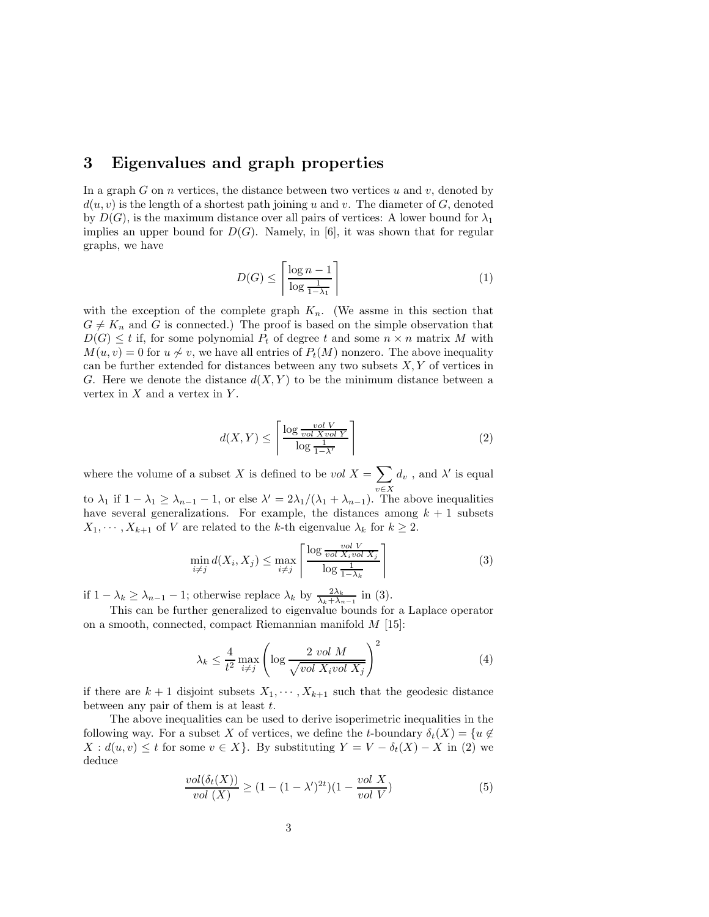## 3 Eigenvalues and graph properties

In a graph $G$ on $n$ vertices, the distance between two vertices $u$ and $v$, denoted by $d(u,v)$ is the length of a shortest path joining $u$ and $v$. The diameter of $G$, denoted by $D(G)$, is the maximum distance over all pairs of vertices: A lower bound for $\lambda_1$ implies an upper bound for $D(G)$. Namely, in [6], it was shown that for regular graphs, we have

$$D(G) \leq \left\lceil \frac{\log n - 1}{\log \frac{1}{1-\lambda_1}} \right\rceil \tag{1}$$

with the exception of the complete graph $K_n$. (We assme in this section that $G \neq K_n$ and $G$ is connected.) The proof is based on the simple observation that $D(G) \leq t$ if, for some polynomial $P_t$ of degree $t$ and some $n \times n$ matrix $M$ with $M(u,v) = 0$ for $u \not\sim v$, we have all entries of $P_t(M)$ nonzero. The above inequality can be further extended for distances between any two subsets $X, Y$ of vertices in $G$. Here we denote the distance $d(X,Y)$ to be the minimum distance between a vertex in $X$ and a vertex in $Y$.

$$d(X,Y) \leq \left\lceil \frac{\log \frac{vol\ V}{vol\ X vol\ Y}}{\log \frac{1}{1-\lambda'}} \right\rceil \tag{2}$$

where the volume of a subset $X$ is defined to be $vol\ X = \sum_{v \in X} d_v$ , and $\lambda'$ is equal to $\lambda_1$ if $1 - \lambda_1 \geq \lambda_{n-1} - 1$, or else $\lambda' = 2\lambda_1/(\lambda_1 + \lambda_{n-1})$. The above inequalities have several generalizations. For example, the distances among $k+1$ subsets $X_1, \cdots, X_{k+1}$ of $V$ are related to the $k$-th eigenvalue $\lambda_k$ for $k \geq 2$.

$$\min_{i \neq j} d(X_i, X_j) \leq \max_{i \neq j} \left\lceil \frac{\log \frac{vol\ V}{vol\ X_i vol\ X_j}}{\log \frac{1}{1-\lambda_k}} \right\rceil \tag{3}$$

if $1 - \lambda_k \geq \lambda_{n-1} - 1$; otherwise replace $\lambda_k$ by $\frac{2\lambda_k}{\lambda_k + \lambda_{n-1}}$ in (3).

This can be further generalized to eigenvalue bounds for a Laplace operator on a smooth, connected, compact Riemannian manifold $M$ [15]:

$$\lambda_k \leq \frac{4}{t^2} \max_{i \neq j} \left( \log \frac{2\ vol\ M}{\sqrt{vol\ X_i vol\ X_j}} \right)^2 \tag{4}$$

if there are $k+1$ disjoint subsets $X_1, \cdots, X_{k+1}$ such that the geodesic distance between any pair of them is at least $t$.

The above inequalities can be used to derive isoperimetric inequalities in the following way. For a subset $X$ of vertices, we define the $t$-boundary $\delta_t(X) = \{u \notin X : d(u,v) \leq t \text{ for some } v \in X\}$. By substituting $Y = V - \delta_t(X) - X$ in (2) we deduce

$$\frac{vol(\delta_t(X))}{vol\ (X)} \geq (1 - (1-\lambda')^{2t})(1 - \frac{vol\ X}{vol\ V}) \tag{5}$$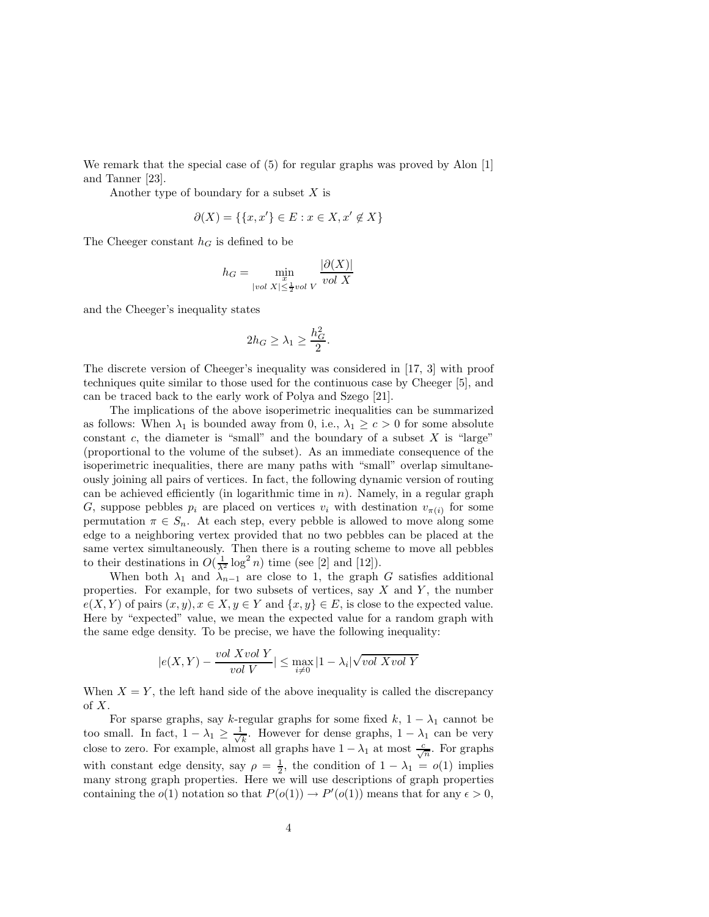We remark that the special case of (5) for regular graphs was proved by Alon [1] and Tanner [23].

Another type of boundary for a subset $X$ is

$$\partial(X) = \{\{x, x'\} \in E : x \in X, x' \notin X\}$$

The Cheeger constant $h_G$ is defined to be

$$h_G = \min_{\substack{x \\ |vol\ X| \leq \frac{1}{2} vol\ V}} \frac{|\partial(X)|}{vol\ X}$$

and the Cheeger's inequality states

$$2h_G \geq \lambda_1 \geq \frac{h_G^2}{2}.$$

The discrete version of Cheeger's inequality was considered in [17, 3] with proof techniques quite similar to those used for the continuous case by Cheeger [5], and can be traced back to the early work of Polya and Szego [21].

The implications of the above isoperimetric inequalities can be summarized as follows: When $\lambda_1$ is bounded away from 0, i.e., $\lambda_1 \geq c > 0$ for some absolute constant $c$, the diameter is "small" and the boundary of a subset $X$ is "large" (proportional to the volume of the subset). As an immediate consequence of the isoperimetric inequalities, there are many paths with "small" overlap simultaneously joining all pairs of vertices. In fact, the following dynamic version of routing can be achieved efficiently (in logarithmic time in $n$). Namely, in a regular graph $G$, suppose pebbles $p_i$ are placed on vertices $v_i$ with destination $v_{\pi(i)}$ for some permutation $\pi \in S_n$. At each step, every pebble is allowed to move along some edge to a neighboring vertex provided that no two pebbles can be placed at the same vertex simultaneously. Then there is a routing scheme to move all pebbles to their destinations in $O(\frac{1}{\lambda^2}\log^2 n)$ time (see [2] and [12]).

When both $\lambda_1$ and $\lambda_{n-1}$ are close to 1, the graph $G$ satisfies additional properties. For example, for two subsets of vertices, say $X$ and $Y$, the number $e(X, Y)$ of pairs $(x, y), x \in X, y \in Y$ and $\{x, y\} \in E$, is close to the expected value. Here by "expected" value, we mean the expected value for a random graph with the same edge density. To be precise, we have the following inequality:

$$|e(X, Y) - \frac{vol\ X vol\ Y}{vol\ V}| \leq \max_{i \neq 0} |1 - \lambda_i| \sqrt{vol\ X vol\ Y}$$

When $X = Y$, the left hand side of the above inequality is called the discrepancy of $X$.

For sparse graphs, say $k$-regular graphs for some fixed $k$, $1 - \lambda_1$ cannot be too small. In fact, $1 - \lambda_1 \geq \frac{1}{\sqrt{k}}$. However for dense graphs, $1 - \lambda_1$ can be very close to zero. For example, almost all graphs have $1 - \lambda_1$ at most $\frac{c}{\sqrt{n}}$. For graphs with constant edge density, say $\rho = \frac{1}{2}$, the condition of $1 - \lambda_1 = o(1)$ implies many strong graph properties. Here we will use descriptions of graph properties containing the $o(1)$ notation so that $P(o(1)) \rightarrow P'(o(1))$ means that for any $\epsilon > 0$,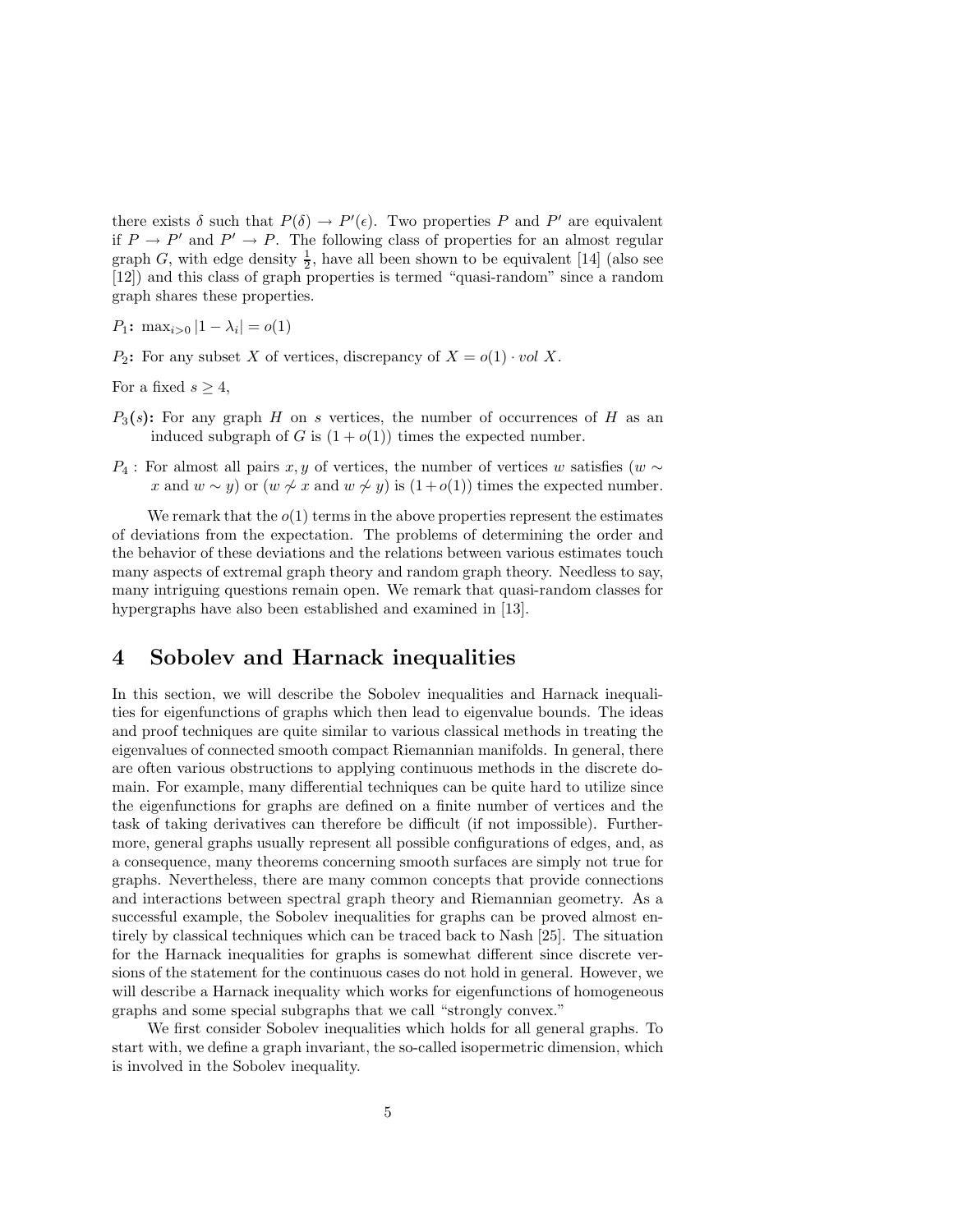there exists $\delta$ such that $P(\delta) \to P'(\epsilon)$. Two properties $P$ and $P'$ are equivalent if $P \to P'$ and $P' \to P$. The following class of properties for an almost regular graph $G$, with edge density $\frac{1}{2}$, have all been shown to be equivalent [14] (also see [12]) and this class of graph properties is termed "quasi-random" since a random graph shares these properties.

**$P_1$:** $\max_{i>0} |1 - \lambda_i| = o(1)$

**$P_2$:** For any subset $X$ of vertices, discrepancy of $X = o(1) \cdot vol\ X$.

For a fixed $s \geq 4$,

**$P_3(s)$:** For any graph $H$ on $s$ vertices, the number of occurrences of $H$ as an induced subgraph of $G$ is $(1 + o(1))$ times the expected number.

$P_4$ : For almost all pairs $x, y$ of vertices, the number of vertices $w$ satisfies ($w \sim x$ and $w \sim y$) or ($w \not\sim x$ and $w \not\sim y$) is $(1 + o(1))$ times the expected number.

We remark that the $o(1)$ terms in the above properties represent the estimates of deviations from the expectation. The problems of determining the order and the behavior of these deviations and the relations between various estimates touch many aspects of extremal graph theory and random graph theory. Needless to say, many intriguing questions remain open. We remark that quasi-random classes for hypergraphs have also been established and examined in [13].

# 4 Sobolev and Harnack inequalities

In this section, we will describe the Sobolev inequalities and Harnack inequalities for eigenfunctions of graphs which then lead to eigenvalue bounds. The ideas and proof techniques are quite similar to various classical methods in treating the eigenvalues of connected smooth compact Riemannian manifolds. In general, there are often various obstructions to applying continuous methods in the discrete domain. For example, many differential techniques can be quite hard to utilize since the eigenfunctions for graphs are defined on a finite number of vertices and the task of taking derivatives can therefore be difficult (if not impossible). Furthermore, general graphs usually represent all possible configurations of edges, and, as a consequence, many theorems concerning smooth surfaces are simply not true for graphs. Nevertheless, there are many common concepts that provide connections and interactions between spectral graph theory and Riemannian geometry. As a successful example, the Sobolev inequalities for graphs can be proved almost entirely by classical techniques which can be traced back to Nash [25]. The situation for the Harnack inequalities for graphs is somewhat different since discrete versions of the statement for the continuous cases do not hold in general. However, we will describe a Harnack inequality which works for eigenfunctions of homogeneous graphs and some special subgraphs that we call "strongly convex."

We first consider Sobolev inequalities which holds for all general graphs. To start with, we define a graph invariant, the so-called isopermetric dimension, which is involved in the Sobolev inequality.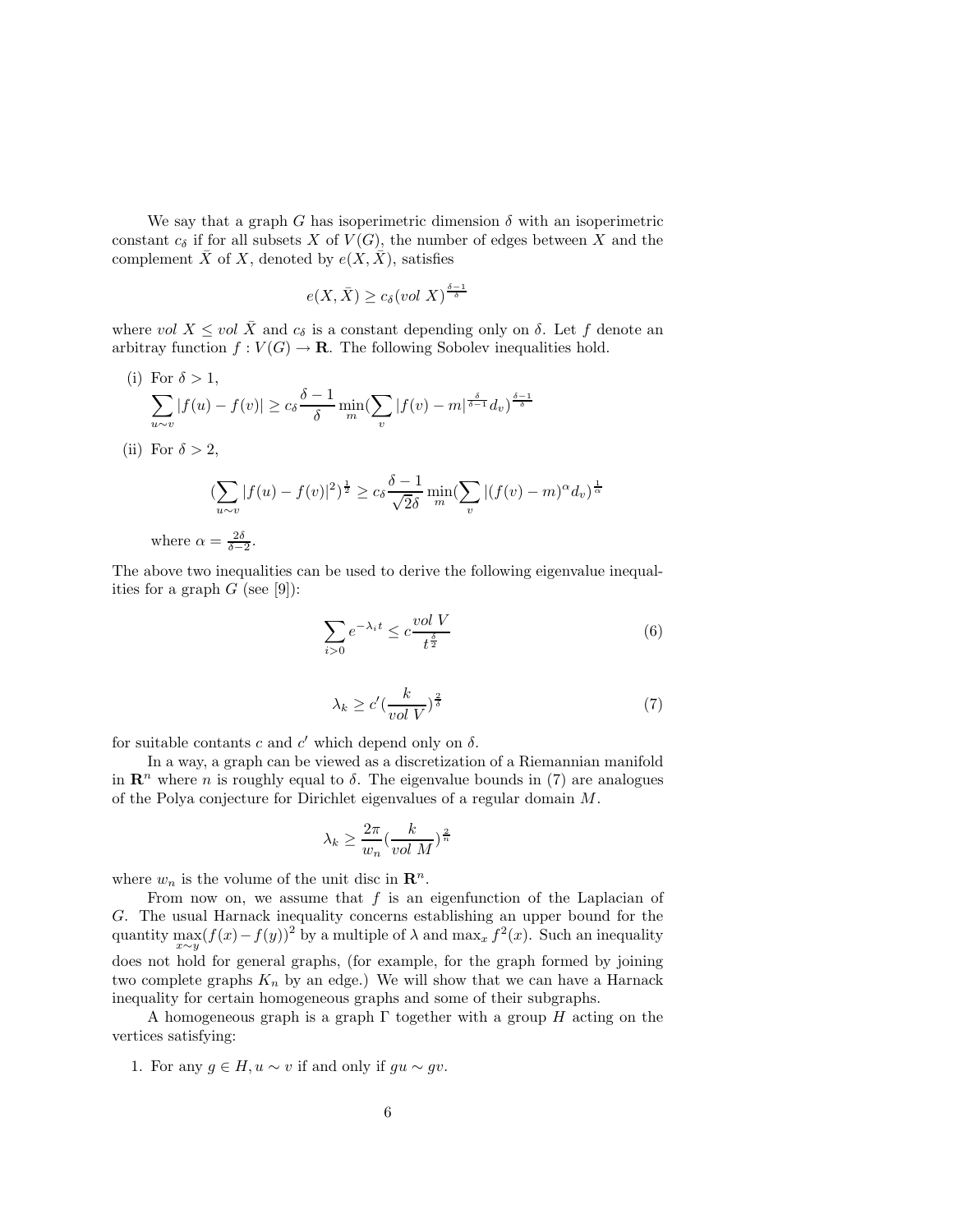We say that a graph $G$ has isoperimetric dimension $\delta$ with an isoperimetric constant $c_\delta$ if for all subsets $X$ of $V(G)$, the number of edges between $X$ and the complement $\bar{X}$ of $X$, denoted by $e(X, \bar{X})$, satisfies

$$e(X, \bar{X}) \geq c_\delta (vol\ X)^{\frac{\delta-1}{\delta}}$$

where $vol\ X \leq vol\ \bar{X}$ and $c_\delta$ is a constant depending only on $\delta$. Let $f$ denote an arbitray function $f : V(G) \to \mathbf{R}$. The following Sobolev inequalities hold.

(i) For $\delta > 1$,

$$\sum_{u \sim v} |f(u) - f(v)| \geq c_\delta \frac{\delta - 1}{\delta} \min_m (\sum_v |f(v) - m|^{\frac{\delta}{\delta-1}} d_v)^{\frac{\delta-1}{\delta}}$$

(ii) For $\delta > 2$,

$$(\sum_{u \sim v} |f(u) - f(v)|^2)^{\frac{1}{2}} \geq c_\delta \frac{\delta - 1}{\sqrt{2}\delta} \min_m (\sum_v |(f(v) - m)^\alpha d_v)^{\frac{1}{\alpha}}$$

where $\alpha = \frac{2\delta}{\delta-2}$.

The above two inequalities can be used to derive the following eigenvalue inequalities for a graph $G$ (see [9]):

$$\sum_{i>0} e^{-\lambda_i t} \leq c \frac{vol\ V}{t^{\frac{\delta}{2}}} \tag{6}$$

$$\lambda_k \geq c' (\frac{k}{vol\ V})^{\frac{2}{\delta}} \tag{7}$$

for suitable contants $c$ and $c'$ which depend only on $\delta$.

In a way, a graph can be viewed as a discretization of a Riemannian manifold in $\mathbf{R}^n$ where $n$ is roughly equal to $\delta$. The eigenvalue bounds in (7) are analogues of the Polya conjecture for Dirichlet eigenvalues of a regular domain $M$.

$$\lambda_k \geq \frac{2\pi}{w_n} (\frac{k}{vol\ M})^{\frac{2}{n}}$$

where $w_n$ is the volume of the unit disc in $\mathbf{R}^n$.

From now on, we assume that $f$ is an eigenfunction of the Laplacian of $G$. The usual Harnack inequality concerns establishing an upper bound for the quantity $\max_{x \sim y} (f(x) - f(y))^2$ by a multiple of $\lambda$ and $\max_x f^2(x)$. Such an inequality does not hold for general graphs, (for example, for the graph formed by joining two complete graphs $K_n$ by an edge.) We will show that we can have a Harnack inequality for certain homogeneous graphs and some of their subgraphs.

A homogeneous graph is a graph $\Gamma$ together with a group $H$ acting on the vertices satisfying:

1. For any $g \in H, u \sim v$ if and only if $gu \sim gv$.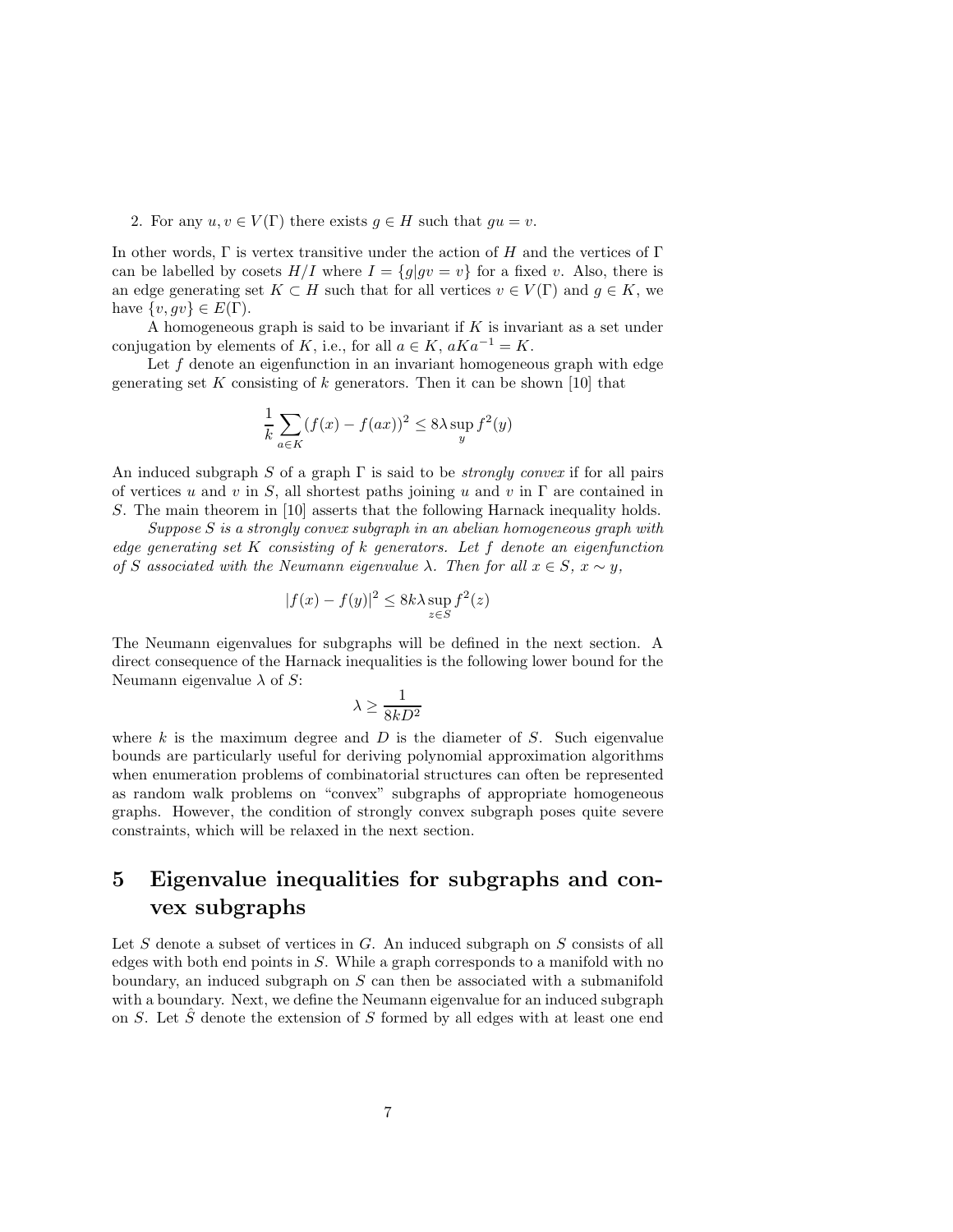2. For any $u, v \in V(\Gamma)$ there exists $g \in H$ such that $gu = v$.

In other words, $\Gamma$ is vertex transitive under the action of $H$ and the vertices of $\Gamma$ can be labelled by cosets $H/I$ where $I = \{g | gv = v\}$ for a fixed $v$. Also, there is an edge generating set $K \subset H$ such that for all vertices $v \in V(\Gamma)$ and $g \in K$, we have $\{v, gv\} \in E(\Gamma)$.

A homogeneous graph is said to be invariant if $K$ is invariant as a set under conjugation by elements of $K$, i.e., for all $a \in K$, $aKa^{-1} = K$.

Let $f$ denote an eigenfunction in an invariant homogeneous graph with edge generating set $K$ consisting of $k$ generators. Then it can be shown [10] that

$$\frac{1}{k} \sum_{a \in K} (f(x) - f(ax))^2 \leq 8\lambda \sup_y f^2(y)$$

An induced subgraph $S$ of a graph $\Gamma$ is said to be *strongly convex* if for all pairs of vertices $u$ and $v$ in $S$, all shortest paths joining $u$ and $v$ in $\Gamma$ are contained in $S$. The main theorem in [10] asserts that the following Harnack inequality holds.

*Suppose $S$ is a strongly convex subgraph in an abelian homogeneous graph with edge generating set $K$ consisting of $k$ generators. Let $f$ denote an eigenfunction of $S$ associated with the Neumann eigenvalue $\lambda$. Then for all $x \in S$, $x \sim y$,*

$$|f(x) - f(y)|^2 \leq 8k\lambda \sup_{z \in S} f^2(z)$$

The Neumann eigenvalues for subgraphs will be defined in the next section. A direct consequence of the Harnack inequalities is the following lower bound for the Neumann eigenvalue $\lambda$ of $S$:

$$\lambda \geq \frac{1}{8kD^2}$$

where $k$ is the maximum degree and $D$ is the diameter of $S$. Such eigenvalue bounds are particularly useful for deriving polynomial approximation algorithms when enumeration problems of combinatorial structures can often be represented as random walk problems on "convex" subgraphs of appropriate homogeneous graphs. However, the condition of strongly convex subgraph poses quite severe constraints, which will be relaxed in the next section.

# 5 Eigenvalue inequalities for subgraphs and convex subgraphs

Let $S$ denote a subset of vertices in $G$. An induced subgraph on $S$ consists of all edges with both end points in $S$. While a graph corresponds to a manifold with no boundary, an induced subgraph on $S$ can then be associated with a submanifold with a boundary. Next, we define the Neumann eigenvalue for an induced subgraph on $S$. Let $\hat{S}$ denote the extension of $S$ formed by all edges with at least one end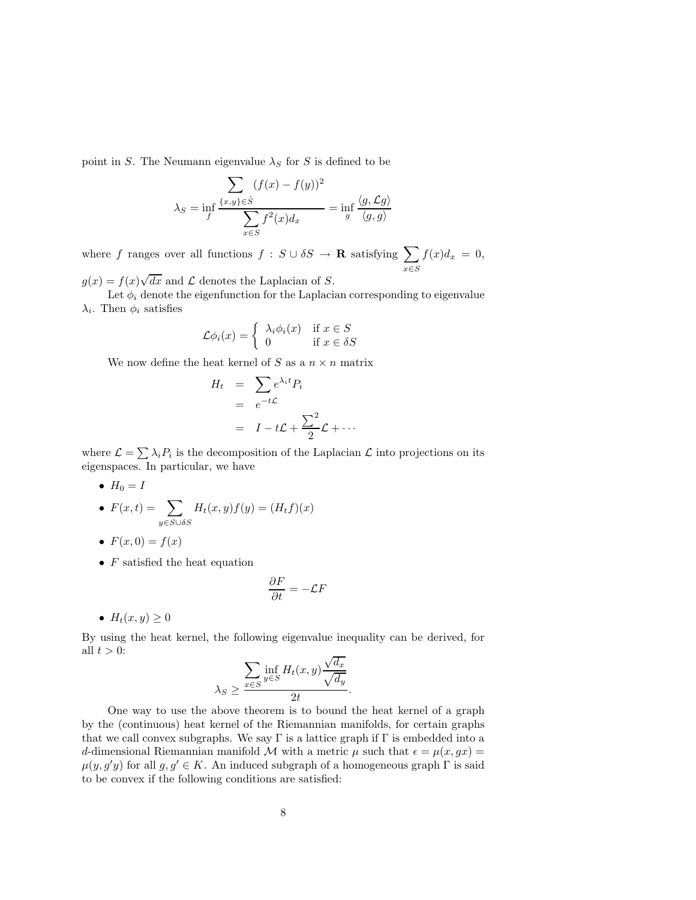point in $S$. The Neumann eigenvalue $\lambda_S$ for $S$ is defined to be

$$\lambda_S = \inf_f \frac{\displaystyle\sum_{\{x,y\}\in \hat{S}} (f(x) - f(y))^2}{\displaystyle\sum_{x\in S} f^2(x) d_x} = \inf_g \frac{\langle g, \mathcal{L} g\rangle}{\langle g, g\rangle}$$

where $f$ ranges over all functions $f : S \cup \delta S \to \mathbf{R}$ satisfying $\displaystyle\sum_{x\in S} f(x) d_x = 0$, $g(x) = f(x)\sqrt{dx}$ and $\mathcal{L}$ denotes the Laplacian of $S$.

Let $\phi_i$ denote the eigenfunction for the Laplacian corresponding to eigenvalue $\lambda_i$. Then $\phi_i$ satisfies

$$\mathcal{L}\phi_i(x) = \begin{cases} \lambda_i \phi_i(x) & \text{if } x \in S \\ 0 & \text{if } x \in \delta S \end{cases}$$

We now define the heat kernel of $S$ as a $n \times n$ matrix

$$\begin{aligned} H_t &= \sum e^{\lambda_i t} P_i \\ &= e^{-t\mathcal{L}} \\ &= I - t\mathcal{L} + \frac{\sum^2}{2}\mathcal{L} + \cdots \end{aligned}$$

where $\mathcal{L} = \sum \lambda_i P_i$ is the decomposition of the Laplacian $\mathcal{L}$ into projections on its eigenspaces. In particular, we have

- $H_0 = I$
- $F(x,t) = \displaystyle\sum_{y \in S\cup\delta S} H_t(x,y) f(y) = (H_t f)(x)$
- $F(x, 0) = f(x)$
- $F$ satisfied the heat equation

$$\frac{\partial F}{\partial t} = -\mathcal{L} F$$

- $H_t(x,y) \geq 0$

By using the heat kernel, the following eigenvalue inequality can be derived, for all $t > 0$:

$$\lambda_S \geq \frac{\displaystyle\sum_{x\in S} \inf_{y\in S} H_t(x,y)\frac{\sqrt{d_x}}{\sqrt{d_y}}}{2t}.$$

One way to use the above theorem is to bound the heat kernel of a graph by the (continuous) heat kernel of the Riemannian manifolds, for certain graphs that we call convex subgraphs. We say $\Gamma$ is a lattice graph if $\Gamma$ is embedded into a $d$-dimensional Riemannian manifold $\mathcal{M}$ with a metric $\mu$ such that $\epsilon = \mu(x, gx) = \mu(y, g'y)$ for all $g, g' \in K$. An induced subgraph of a homogeneous graph $\Gamma$ is said to be convex if the following conditions are satisfied: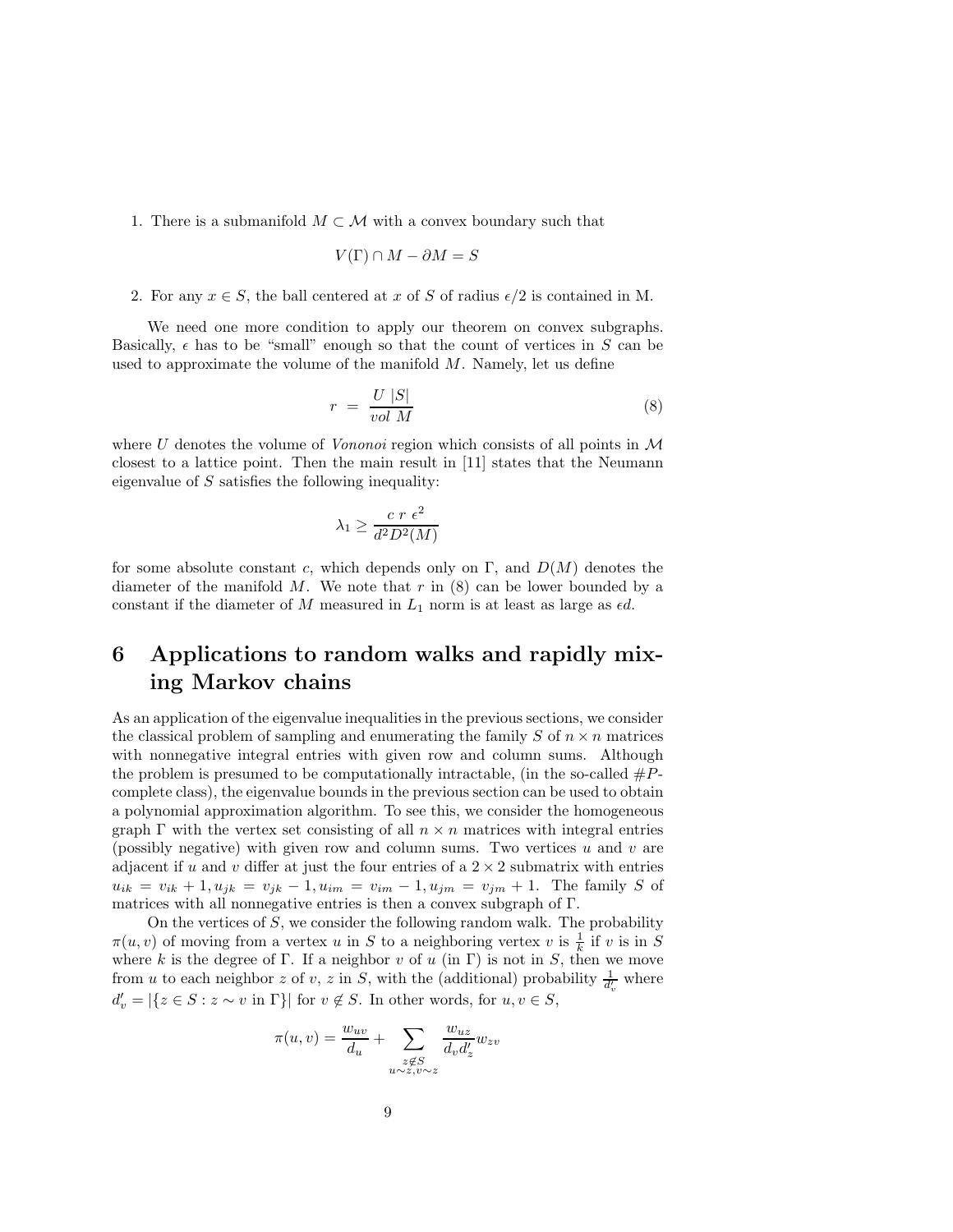1. There is a submanifold $M \subset \mathcal{M}$ with a convex boundary such that

$$V(\Gamma) \cap M - \partial M = S$$

2. For any $x \in S$, the ball centered at $x$ of $S$ of radius $\epsilon/2$ is contained in M.

We need one more condition to apply our theorem on convex subgraphs. Basically, $\epsilon$ has to be "small" enough so that the count of vertices in $S$ can be used to approximate the volume of the manifold $M$. Namely, let us define

$$r = \frac{U \ |S|}{vol \ M} \tag{8}$$

where $U$ denotes the volume of *Vononoi* region which consists of all points in $\mathcal{M}$ closest to a lattice point. Then the main result in [11] states that the Neumann eigenvalue of $S$ satisfies the following inequality:

$$\lambda_1 \geq \frac{c \ r \ \epsilon^2}{d^2 D^2(M)}$$

for some absolute constant $c$, which depends only on $\Gamma$, and $D(M)$ denotes the diameter of the manifold $M$. We note that $r$ in (8) can be lower bounded by a constant if the diameter of $M$ measured in $L_1$ norm is at least as large as $\epsilon d$.

# 6 Applications to random walks and rapidly mixing Markov chains

As an application of the eigenvalue inequalities in the previous sections, we consider the classical problem of sampling and enumerating the family $S$ of $n \times n$ matrices with nonnegative integral entries with given row and column sums. Although the problem is presumed to be computationally intractable, (in the so-called $\#P$-complete class), the eigenvalue bounds in the previous section can be used to obtain a polynomial approximation algorithm. To see this, we consider the homogeneous graph $\Gamma$ with the vertex set consisting of all $n \times n$ matrices with integral entries (possibly negative) with given row and column sums. Two vertices $u$ and $v$ are adjacent if $u$ and $v$ differ at just the four entries of a $2 \times 2$ submatrix with entries $u_{ik} = v_{ik} + 1, u_{jk} = v_{jk} - 1, u_{im} = v_{im} - 1, u_{jm} = v_{jm} + 1$. The family $S$ of matrices with all nonnegative entries is then a convex subgraph of $\Gamma$.

On the vertices of $S$, we consider the following random walk. The probability $\pi(u, v)$ of moving from a vertex $u$ in $S$ to a neighboring vertex $v$ is $\frac{1}{k}$ if $v$ is in $S$ where $k$ is the degree of $\Gamma$. If a neighbor $v$ of $u$ (in $\Gamma$) is not in $S$, then we move from $u$ to each neighbor $z$ of $v$, $z$ in $S$, with the (additional) probability $\frac{1}{d'_v}$ where $d'_v = |\{z \in S : z \sim v \text{ in } \Gamma\}|$ for $v \notin S$. In other words, for $u, v \in S$,

$$\pi(u, v) = \frac{w_{uv}}{d_u} + \sum_{\substack{z \notin S \\ u \sim z, v \sim z}} \frac{w_{uz}}{d_v d'_z} w_{zv}$$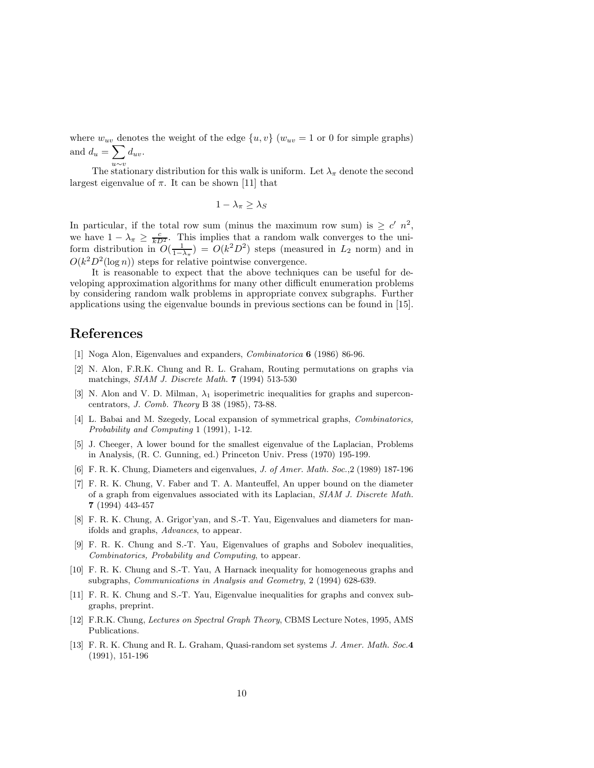where $w_{uv}$ denotes the weight of the edge $\{u, v\}$ ($w_{uv} = 1$ or 0 for simple graphs) and $d_u = \sum_{u \sim v} d_{uv}$.

The stationary distribution for this walk is uniform. Let $\lambda_\pi$ denote the second largest eigenvalue of $\pi$. It can be shown [11] that

$$1 - \lambda_\pi \geq \lambda_S$$

In particular, if the total row sum (minus the maximum row sum) is $\geq c'\ n^2$, we have $1 - \lambda_\pi \geq \frac{c}{kD^2}$. This implies that a random walk converges to the uniform distribution in $O(\frac{1}{1-\lambda_\pi}) = O(k^2 D^2)$ steps (measured in $L_2$ norm) and in $O(k^2 D^2 (\log n))$ steps for relative pointwise convergence.

It is reasonable to expect that the above techniques can be useful for developing approximation algorithms for many other difficult enumeration problems by considering random walk problems in appropriate convex subgraphs. Further applications using the eigenvalue bounds in previous sections can be found in [15].

# References

[1] Noga Alon, Eigenvalues and expanders, *Combinatorica* **6** (1986) 86-96.

[2] N. Alon, F.R.K. Chung and R. L. Graham, Routing permutations on graphs via matchings, *SIAM J. Discrete Math.* **7** (1994) 513-530

[3] N. Alon and V. D. Milman, $\lambda_1$ isoperimetric inequalities for graphs and superconcentrators, *J. Comb. Theory* B 38 (1985), 73-88.

[4] L. Babai and M. Szegedy, Local expansion of symmetrical graphs, *Combinatorics, Probability and Computing* 1 (1991), 1-12.

[5] J. Cheeger, A lower bound for the smallest eigenvalue of the Laplacian, Problems in Analysis, (R. C. Gunning, ed.) Princeton Univ. Press (1970) 195-199.

[6] F. R. K. Chung, Diameters and eigenvalues, *J. of Amer. Math. Soc.*,2 (1989) 187-196

[7] F. R. K. Chung, V. Faber and T. A. Manteuffel, An upper bound on the diameter of a graph from eigenvalues associated with its Laplacian, *SIAM J. Discrete Math.* **7** (1994) 443-457

[8] F. R. K. Chung, A. Grigor'yan, and S.-T. Yau, Eigenvalues and diameters for manifolds and graphs, *Advances*, to appear.

[9] F. R. K. Chung and S.-T. Yau, Eigenvalues of graphs and Sobolev inequalities, *Combinatorics, Probability and Computing*, to appear.

[10] F. R. K. Chung and S.-T. Yau, A Harnack inequality for homogeneous graphs and subgraphs, *Communications in Analysis and Geometry*, 2 (1994) 628-639.

[11] F. R. K. Chung and S.-T. Yau, Eigenvalue inequalities for graphs and convex subgraphs, preprint.

[12] F.R.K. Chung, *Lectures on Spectral Graph Theory*, CBMS Lecture Notes, 1995, AMS Publications.

[13] F. R. K. Chung and R. L. Graham, Quasi-random set systems *J. Amer. Math. Soc.* **4** (1991), 151-196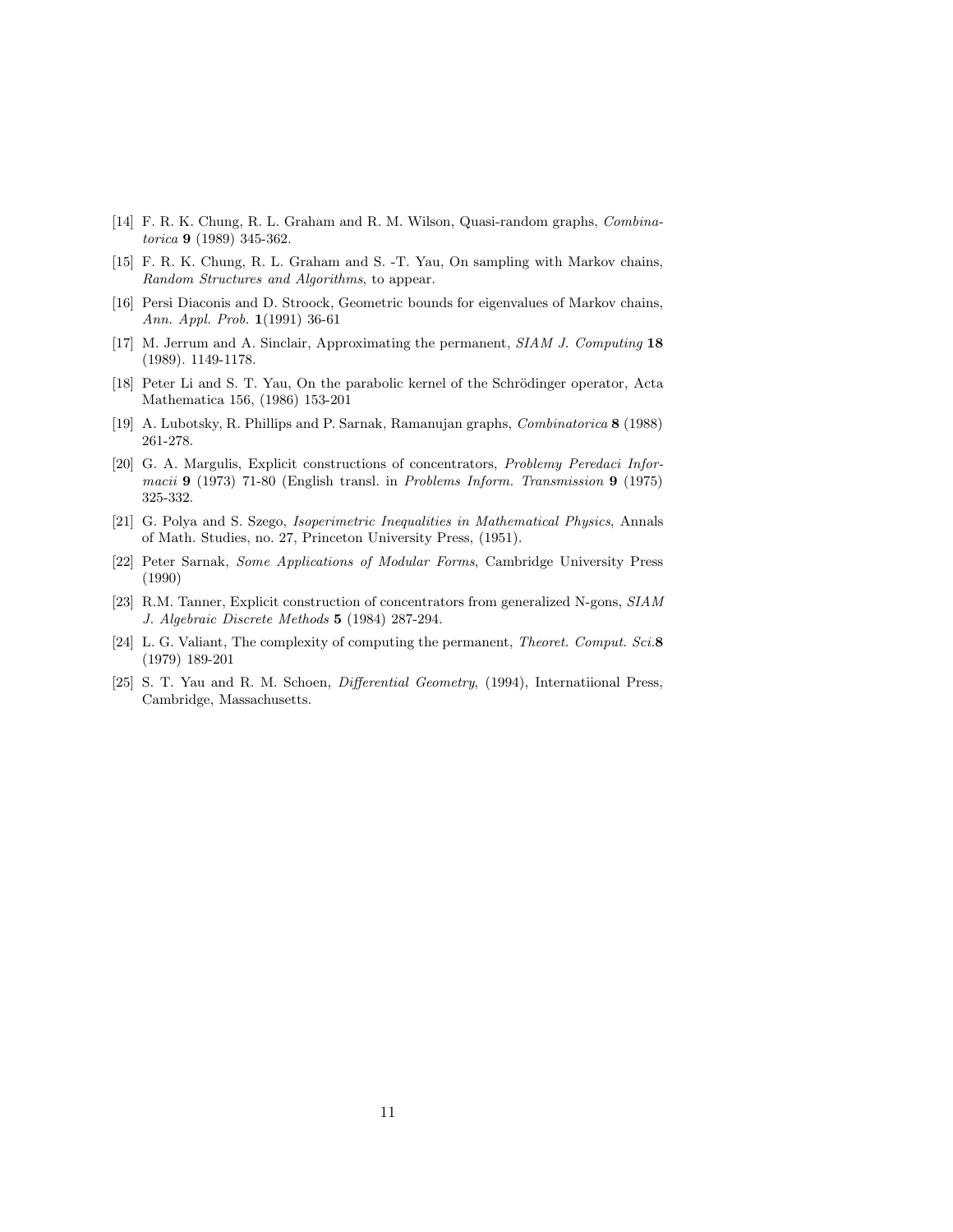[14] F. R. K. Chung, R. L. Graham and R. M. Wilson, Quasi-random graphs, *Combinatorica* **9** (1989) 345-362.

[15] F. R. K. Chung, R. L. Graham and S. -T. Yau, On sampling with Markov chains, *Random Structures and Algorithms*, to appear.

[16] Persi Diaconis and D. Stroock, Geometric bounds for eigenvalues of Markov chains, *Ann. Appl. Prob.* **1**(1991) 36-61

[17] M. Jerrum and A. Sinclair, Approximating the permanent, *SIAM J. Computing* **18** (1989). 1149-1178.

[18] Peter Li and S. T. Yau, On the parabolic kernel of the Schrödinger operator, Acta Mathematica 156, (1986) 153-201

[19] A. Lubotsky, R. Phillips and P. Sarnak, Ramanujan graphs, *Combinatorica* **8** (1988) 261-278.

[20] G. A. Margulis, Explicit constructions of concentrators, *Problemy Peredaci Informacii* **9** (1973) 71-80 (English transl. in *Problems Inform. Transmission* **9** (1975) 325-332.

[21] G. Polya and S. Szego, *Isoperimetric Inequalities in Mathematical Physics*, Annals of Math. Studies, no. 27, Princeton University Press, (1951).

[22] Peter Sarnak, *Some Applications of Modular Forms*, Cambridge University Press (1990)

[23] R.M. Tanner, Explicit construction of concentrators from generalized N-gons, *SIAM J. Algebraic Discrete Methods* **5** (1984) 287-294.

[24] L. G. Valiant, The complexity of computing the permanent, *Theoret. Comput. Sci.***8** (1979) 189-201

[25] S. T. Yau and R. M. Schoen, *Differential Geometry*, (1994), Internatiional Press, Cambridge, Massachusetts.